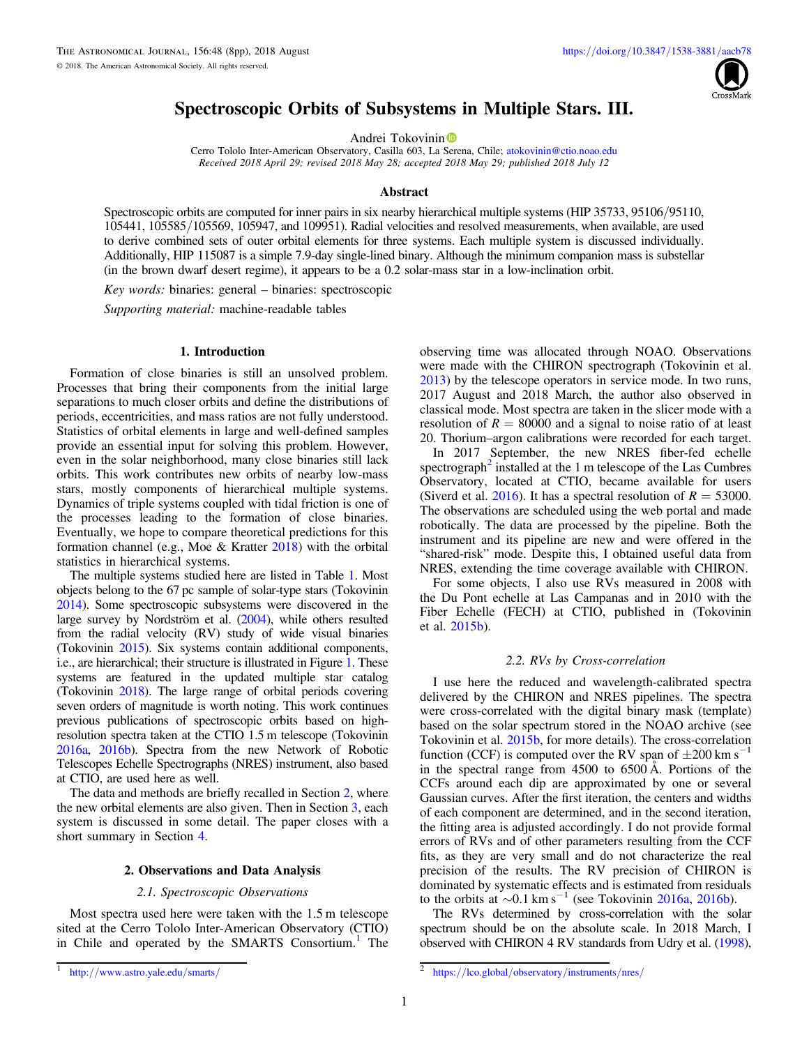# Spectroscopic Orbits of Subsystems in Multiple Stars. III.

Andrei Tokovinin

Cerro Tololo Inter-American Observatory, Casilla 603, La Serena, Chile; atokovinin@ctio.noao.edu

*Received 2018 April 29; revised 2018 May 28; accepted 2018 May 29; published 2018 July 12*

## Abstract

Spectroscopic orbits are computed for inner pairs in six nearby hierarchical multiple systems (HIP 35733, 95106/95110, 105441, 105585/105569, 105947, and 109951). Radial velocities and resolved measurements, when available, are used to derive combined sets of outer orbital elements for three systems. Each multiple system is discussed individually. Additionally, HIP 115087 is a simple 7.9-day single-lined binary. Although the minimum companion mass is substellar (in the brown dwarf desert regime), it appears to be a 0.2 solar-mass star in a low-inclination orbit.

*Key words:* binaries: general – binaries: spectroscopic

*Supporting material:* machine-readable tables

## 1. Introduction

Formation of close binaries is still an unsolved problem. Processes that bring their components from the initial large separations to much closer orbits and define the distributions of periods, eccentricities, and mass ratios are not fully understood. Statistics of orbital elements in large and well-defined samples provide an essential input for solving this problem. However, even in the solar neighborhood, many close binaries still lack orbits. This work contributes new orbits of nearby low-mass stars, mostly components of hierarchical multiple systems. Dynamics of triple systems coupled with tidal friction is one of the processes leading to the formation of close binaries. Eventually, we hope to compare theoretical predictions for this formation channel (e.g., Moe & Kratter 2018) with the orbital statistics in hierarchical systems.

The multiple systems studied here are listed in Table 1. Most objects belong to the 67 pc sample of solar-type stars (Tokovinin 2014). Some spectroscopic subsystems were discovered in the large survey by Nordström et al. (2004), while others resulted from the radial velocity (RV) study of wide visual binaries (Tokovinin 2015). Six systems contain additional components, i.e., are hierarchical; their structure is illustrated in Figure 1. These systems are featured in the updated multiple star catalog (Tokovinin 2018). The large range of orbital periods covering seven orders of magnitude is worth noting. This work continues previous publications of spectroscopic orbits based on high-resolution spectra taken at the CTIO 1.5 m telescope (Tokovinin 2016a, 2016b). Spectra from the new Network of Robotic Telescopes Echelle Spectrographs (NRES) instrument, also based at CTIO, are used here as well.

The data and methods are briefly recalled in Section 2, where the new orbital elements are also given. Then in Section 3, each system is discussed in some detail. The paper closes with a short summary in Section 4.

## 2. Observations and Data Analysis

### 2.1. Spectroscopic Observations

Most spectra used here were taken with the 1.5 m telescope sited at the Cerro Tololo Inter-American Observatory (CTIO) in Chile and operated by the SMARTS Consortium.[1] The observing time was allocated through NOAO. Observations were made with the CHIRON spectrograph (Tokovinin et al. 2013) by the telescope operators in service mode. In two runs, 2017 August and 2018 March, the author also observed in classical mode. Most spectra are taken in the slicer mode with a resolution of $R = 80000$ and a signal to noise ratio of at least 20. Thorium–argon calibrations were recorded for each target.

In 2017 September, the new NRES fiber-fed echelle spectrograph[2] installed at the 1 m telescope of the Las Cumbres Observatory, located at CTIO, became available for users (Siverd et al. 2016). It has a spectral resolution of $R = 53000$. The observations are scheduled using the web portal and made robotically. The data are processed by the pipeline. Both the instrument and its pipeline are new and were offered in the "shared-risk" mode. Despite this, I obtained useful data from NRES, extending the time coverage available with CHIRON.

For some objects, I also use RVs measured in 2008 with the Du Pont echelle at Las Campanas and in 2010 with the Fiber Echelle (FECH) at CTIO, published in (Tokovinin et al. 2015b).

### 2.2. RVs by Cross-correlation

I use here the reduced and wavelength-calibrated spectra delivered by the CHIRON and NRES pipelines. The spectra were cross-correlated with the digital binary mask (template) based on the solar spectrum stored in the NOAO archive (see Tokovinin et al. 2015b, for more details). The cross-correlation function (CCF) is computed over the RV span of $\pm 200$ km s$^{-1}$ in the spectral range from 4500 to 6500 Å. Portions of the CCFs around each dip are approximated by one or several Gaussian curves. After the first iteration, the centers and widths of each component are determined, and in the second iteration, the fitting area is adjusted accordingly. I do not provide formal errors of RVs and of other parameters resulting from the CCF fits, as they are very small and do not characterize the real precision of the results. The RV precision of CHIRON is dominated by systematic effects and is estimated from residuals to the orbits at $\sim$0.1 km s$^{-1}$ (see Tokovinin 2016a, 2016b).

The RVs determined by cross-correlation with the solar spectrum should be on the absolute scale. In 2018 March, I observed with CHIRON 4 RV standards from Udry et al. (1998),

[1] http://www.astro.yale.edu/smarts/

[2] https://lco.global/observatory/instruments/nres/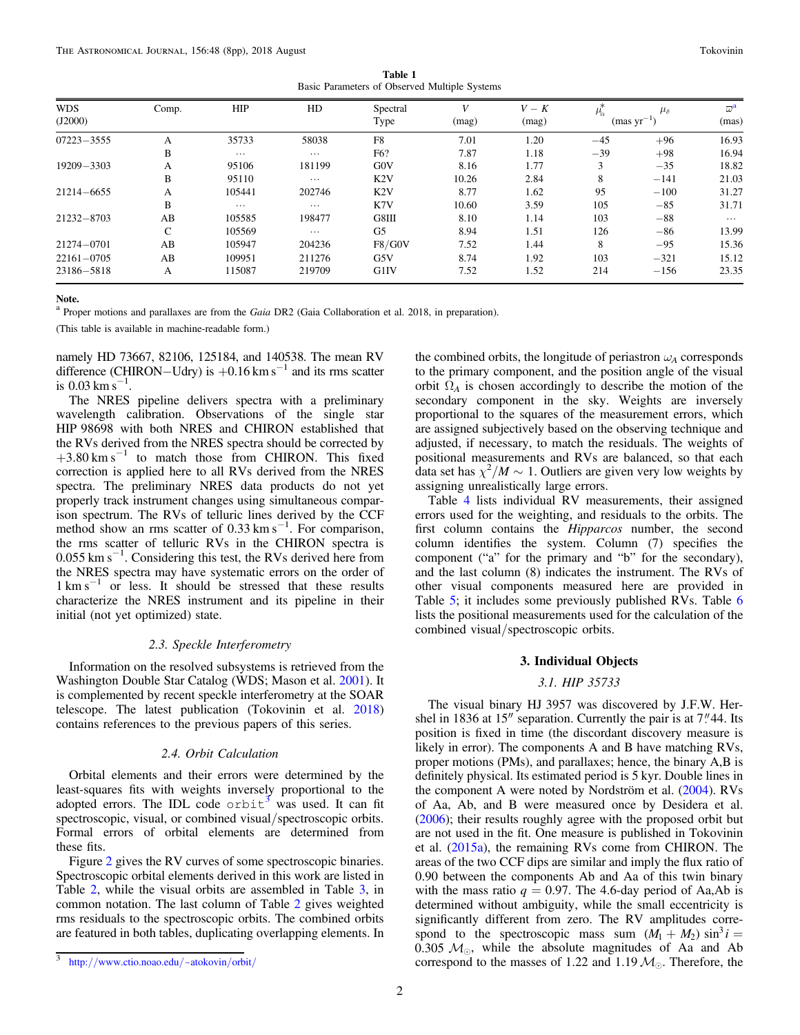**Table 1**
Basic Parameters of Observed Multiple Systems

| WDS (J2000) | Comp. | HIP | HD | Spectral Type | $V$ (mag) | $V-K$ (mag) | $\mu^*_\alpha$ (mas yr$^{-1}$) | $\mu_\delta$ | $\varpi$[a] (mas) |
|---|---|---|---|---|---|---|---|---|---|
| 07223−3555 | A | 35733 | 58038 | F8 | 7.01 | 1.20 | −45 | +96 | 16.93 |
| | B | … | … | F6? | 7.87 | 1.18 | −39 | +98 | 16.94 |
| 19209−3303 | A | 95106 | 181199 | G0V | 8.16 | 1.77 | 3 | −35 | 18.82 |
| | B | 95110 | … | K2V | 10.26 | 2.84 | 8 | −141 | 21.03 |
| 21214−6655 | A | 105441 | 202746 | K2V | 8.77 | 1.62 | 95 | −100 | 31.27 |
| | B | … | … | K7V | 10.60 | 3.59 | 105 | −85 | 31.71 |
| 21232−8703 | AB | 105585 | 198477 | G8III | 8.10 | 1.14 | 103 | −88 | … |
| | C | 105569 | … | G5 | 8.94 | 1.51 | 126 | −86 | 13.99 |
| 21274−0701 | AB | 105947 | 204236 | F8/G0V | 7.52 | 1.44 | 8 | −95 | 15.36 |
| 22161−0705 | AB | 109951 | 211276 | G5V | 8.74 | 1.92 | 103 | −321 | 15.12 |
| 23186−5818 | A | 115087 | 219709 | G1IV | 7.52 | 1.52 | 214 | −156 | 23.35 |

**Note.**
[a] Proper motions and parallaxes are from the *Gaia* DR2 (Gaia Collaboration et al. 2018, in preparation).

(This table is available in machine-readable form.)

namely HD 73667, 82106, 125184, and 140538. The mean RV difference (CHIRON−Udry) is $+0.16$ km s$^{-1}$ and its rms scatter is 0.03 km s$^{-1}$.

The NRES pipeline delivers spectra with a preliminary wavelength calibration. Observations of the single star HIP 98698 with both NRES and CHIRON established that the RVs derived from the NRES spectra should be corrected by $+3.80$ km s$^{-1}$ to match those from CHIRON. This fixed correction is applied here to all RVs derived from the NRES spectra. The preliminary NRES data products do not yet properly track instrument changes using simultaneous comparison spectrum. The RVs of telluric lines derived by the CCF method show an rms scatter of 0.33 km s$^{-1}$. For comparison, the rms scatter of telluric RVs in the CHIRON spectra is 0.055 km s$^{-1}$. Considering this test, the RVs derived here from the NRES spectra may have systematic errors on the order of 1 km s$^{-1}$ or less. It should be stressed that these results characterize the NRES instrument and its pipeline in their initial (not yet optimized) state.

### 2.3. Speckle Interferometry

Information on the resolved subsystems is retrieved from the Washington Double Star Catalog (WDS; Mason et al. 2001). It is complemented by recent speckle interferometry at the SOAR telescope. The latest publication (Tokovinin et al. 2018) contains references to the previous papers of this series.

### 2.4. Orbit Calculation

Orbital elements and their errors were determined by the least-squares fits with weights inversely proportional to the adopted errors. The IDL code `orbit`[3] was used. It can fit spectroscopic, visual, or combined visual/spectroscopic orbits. Formal errors of orbital elements are determined from these fits.

Figure 2 gives the RV curves of some spectroscopic binaries. Spectroscopic orbital elements derived in this work are listed in Table 2, while the visual orbits are assembled in Table 3, in common notation. The last column of Table 2 gives weighted rms residuals to the spectroscopic orbits. The combined orbits are featured in both tables, duplicating overlapping elements. In the combined orbits, the longitude of periastron $\omega_A$ corresponds to the primary component, and the position angle of the visual orbit $\Omega_A$ is chosen accordingly to describe the motion of the secondary component in the sky. Weights are inversely proportional to the squares of the measurement errors, which are assigned subjectively based on the observing technique and adjusted, if necessary, to match the residuals. The weights of positional measurements and RVs are balanced, so that each data set has $\chi^2/M \sim 1$. Outliers are given very low weights by assigning unrealistically large errors.

Table 4 lists individual RV measurements, their assigned errors used for the weighting, and residuals to the orbits. The first column contains the *Hipparcos* number, the second column identifies the system. Column (7) specifies the component ("a" for the primary and "b" for the secondary), and the last column (8) indicates the instrument. The RVs of other visual components measured here are provided in Table 5; it includes some previously published RVs. Table 6 lists the positional measurements used for the calculation of the combined visual/spectroscopic orbits.

[3] http://www.ctio.noao.edu/~atokovin/orbit/

## 3. Individual Objects

### 3.1. HIP 35733

The visual binary HJ 3957 was discovered by J.F.W. Herschel in 1836 at 15″ separation. Currently the pair is at 7.″44. Its position is fixed in time (the discordant discovery measure is likely in error). The components A and B have matching RVs, proper motions (PMs), and parallaxes; hence, the binary A,B is definitely physical. Its estimated period is 5 kyr. Double lines in the component A were noted by Nordström et al. (2004). RVs of Aa, Ab, and B were measured once by Desidera et al. (2006); their results roughly agree with the proposed orbit but are not used in the fit. One measure is published in Tokovinin et al. (2015a), the remaining RVs come from CHIRON. The areas of the two CCF dips are similar and imply the flux ratio of 0.90 between the components Ab and Aa of this twin binary with the mass ratio $q = 0.97$. The 4.6-day period of Aa,Ab is determined without ambiguity, while the small eccentricity is significantly different from zero. The RV amplitudes correspond to the spectroscopic mass sum $(M_1 + M_2)\sin^3 i = 0.305\ \mathcal{M}_\odot$, while the absolute magnitudes of Aa and Ab correspond to the masses of 1.22 and 1.19 $\mathcal{M}_\odot$. Therefore, the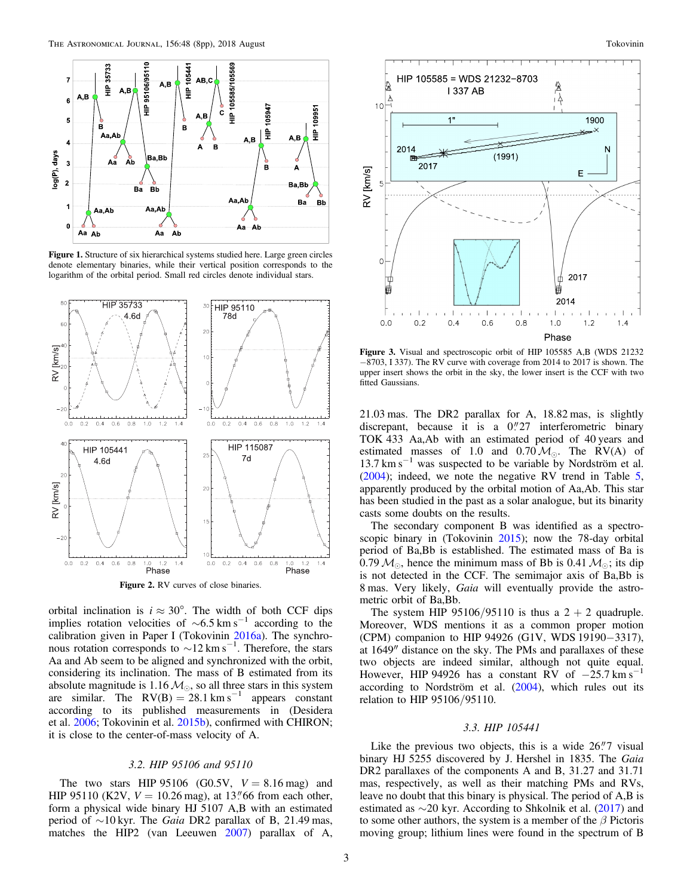**Figure 1.** Structure of six hierarchical systems studied here. Large green circles denote elementary binaries, while their vertical position corresponds to the logarithm of the orbital period. Small red circles denote individual stars.

**Figure 2.** RV curves of close binaries.

orbital inclination is $i \approx 30°$. The width of both CCF dips implies rotation velocities of $\sim$6.5 km s$^{-1}$ according to the calibration given in Paper I (Tokovinin 2016a). The synchronous rotation corresponds to $\sim$12 km s$^{-1}$. Therefore, the stars Aa and Ab seem to be aligned and synchronized with the orbit, considering its inclination. The mass of B estimated from its absolute magnitude is 1.16 $\mathcal{M}_\odot$, so all three stars in this system are similar. The RV(B) = 28.1 km s$^{-1}$ appears constant according to its published measurements in (Desidera et al. 2006; Tokovinin et al. 2015b), confirmed with CHIRON; it is close to the center-of-mass velocity of A.

### 3.2. HIP 95106 and 95110

The two stars HIP 95106 (G0.5V, $V = 8.16$ mag) and HIP 95110 (K2V, $V = 10.26$ mag), at 13$''$66 from each other, form a physical wide binary HJ 5107 A,B with an estimated period of $\sim$10 kyr. The *Gaia* DR2 parallax of B, 21.49 mas, matches the HIP2 (van Leeuwen 2007) parallax of A, 21.03 mas. The DR2 parallax for A, 18.82 mas, is slightly discrepant, because it is a 0$''$27 interferometric binary TOK 433 Aa,Ab with an estimated period of 40 years and estimated masses of 1.0 and 0.70 $\mathcal{M}_\odot$. The RV(A) of 13.7 km s$^{-1}$ was suspected to be variable by Nordström et al. (2004); indeed, we note the negative RV trend in Table 5, apparently produced by the orbital motion of Aa,Ab. This star has been studied in the past as a solar analogue, but its binarity casts some doubts on the results.

The secondary component B was identified as a spectroscopic binary in (Tokovinin 2015); now the 78-day orbital period of Ba,Bb is established. The estimated mass of Ba is 0.79 $\mathcal{M}_\odot$, hence the minimum mass of Bb is 0.41 $\mathcal{M}_\odot$; its dip is not detected in the CCF. The semimajor axis of Ba,Bb is 8 mas. Very likely, *Gaia* will eventually provide the astrometric orbit of Ba,Bb.

The system HIP 95106/95110 is thus a 2 + 2 quadruple. Moreover, WDS mentions it as a common proper motion (CPM) companion to HIP 94926 (G1V, WDS 19190−3317), at 1649$''$ distance on the sky. The PMs and parallaxes of these two objects are indeed similar, although not quite equal. However, HIP 94926 has a constant RV of −25.7 km s$^{-1}$ according to Nordström et al. (2004), which rules out its relation to HIP 95106/95110.

**Figure 3.** Visual and spectroscopic orbit of HIP 105585 A,B (WDS 21232−8703, I 337). The RV curve with coverage from 2014 to 2017 is shown. The upper insert shows the orbit in the sky, the lower insert is the CCF with two fitted Gaussians.

### 3.3. HIP 105441

Like the previous two objects, this is a wide 26$''$7 visual binary HJ 5255 discovered by J. Hershel in 1835. The *Gaia* DR2 parallaxes of the components A and B, 31.27 and 31.71 mas, respectively, as well as their matching PMs and RVs, leave no doubt that this binary is physical. The period of A,B is estimated as $\sim$20 kyr. According to Shkolnik et al. (2017) and to some other authors, the system is a member of the $\beta$ Pictoris moving group; lithium lines were found in the spectrum of B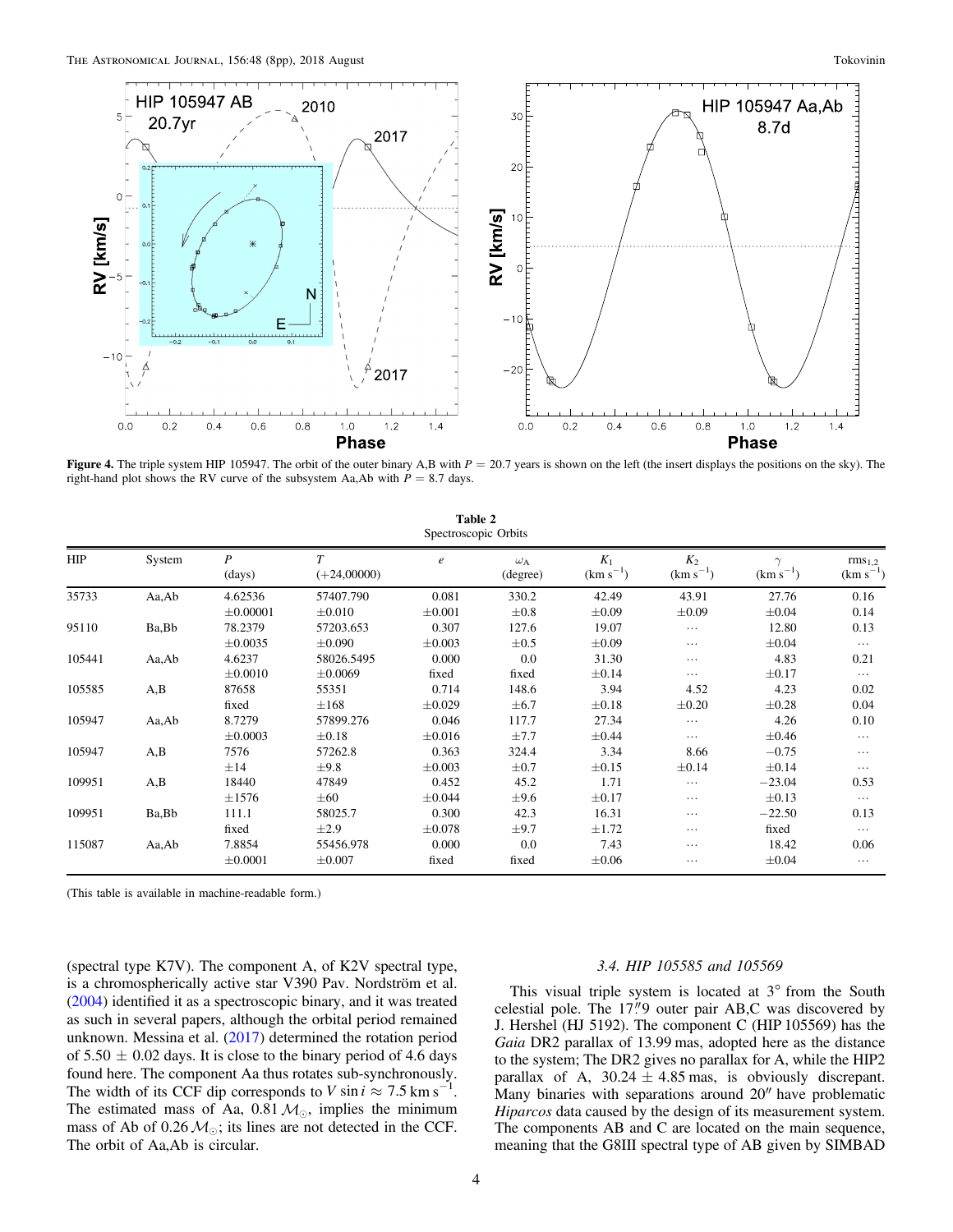**Figure 4.** The triple system HIP 105947. The orbit of the outer binary A,B with $P = 20.7$ years is shown on the left (the insert displays the positions on the sky). The right-hand plot shows the RV curve of the subsystem Aa,Ab with $P = 8.7$ days.

**Table 2**
Spectroscopic Orbits

| HIP | System | $P$ (days) | $T$ (+24,00000) | $e$ | $\omega_A$ (degree) | $K_1$ (km s$^{-1}$) | $K_2$ (km s$^{-1}$) | $\gamma$ (km s$^{-1}$) | rms$_{1,2}$ (km s$^{-1}$) |
|---|---|---|---|---|---|---|---|---|---|
| 35733 | Aa,Ab | 4.62536 | 57407.790 | 0.081 | 330.2 | 42.49 | 43.91 | 27.76 | 0.16 |
| | | ±0.00001 | ±0.010 | ±0.001 | ±0.8 | ±0.09 | ±0.09 | ±0.04 | 0.14 |
| 95110 | Ba,Bb | 78.2379 | 57203.653 | 0.307 | 127.6 | 19.07 | … | 12.80 | 0.13 |
| | | ±0.0035 | ±0.090 | ±0.003 | ±0.5 | ±0.09 | … | ±0.04 | … |
| 105441 | Aa,Ab | 4.6237 | 58026.5495 | 0.000 | 0.0 | 31.30 | … | 4.83 | 0.21 |
| | | ±0.0010 | ±0.0069 | fixed | fixed | ±0.14 | … | ±0.17 | … |
| 105585 | A,B | 87658 | 55351 | 0.714 | 148.6 | 3.94 | 4.52 | 4.23 | 0.02 |
| | | fixed | ±168 | ±0.029 | ±6.7 | ±0.18 | ±0.20 | ±0.28 | 0.04 |
| 105947 | Aa,Ab | 8.7279 | 57899.276 | 0.046 | 117.7 | 27.34 | … | 4.26 | 0.10 |
| | | ±0.0003 | ±0.18 | ±0.016 | ±7.7 | ±0.44 | … | ±0.46 | … |
| 105947 | A,B | 7576 | 57262.8 | 0.363 | 324.4 | 3.34 | 8.66 | −0.75 | … |
| | | ±14 | ±9.8 | ±0.003 | ±0.7 | ±0.15 | ±0.14 | ±0.14 | … |
| 109951 | A,B | 18440 | 47849 | 0.452 | 45.2 | 1.71 | … | −23.04 | 0.53 |
| | | ±1576 | ±60 | ±0.044 | ±9.6 | ±0.17 | … | ±0.13 | … |
| 109951 | Ba,Bb | 111.1 | 58025.7 | 0.300 | 42.3 | 16.31 | … | −22.50 | 0.13 |
| | | fixed | ±2.9 | ±0.078 | ±9.7 | ±1.72 | … | fixed | … |
| 115087 | Aa,Ab | 7.8854 | 55456.978 | 0.000 | 0.0 | 7.43 | … | 18.42 | 0.06 |
| | | ±0.0001 | ±0.007 | fixed | fixed | ±0.06 | … | ±0.04 | … |

(This table is available in machine-readable form.)

(spectral type K7V). The component A, of K2V spectral type, is a chromospherically active star V390 Pav. Nordström et al. (2004) identified it as a spectroscopic binary, and it was treated as such in several papers, although the orbital period remained unknown. Messina et al. (2017) determined the rotation period of 5.50 ± 0.02 days. It is close to the binary period of 4.6 days found here. The component Aa thus rotates sub-synchronously. The width of its CCF dip corresponds to $V \sin i \approx 7.5$ km s$^{-1}$. The estimated mass of Aa, 0.81 $\mathcal{M}_\odot$, implies the minimum mass of Ab of 0.26 $\mathcal{M}_\odot$; its lines are not detected in the CCF. The orbit of Aa,Ab is circular.

### 3.4. HIP 105585 and 105569

This visual triple system is located at 3° from the South celestial pole. The 17$''$.9 outer pair AB,C was discovered by J. Hershel (HJ 5192). The component C (HIP 105569) has the *Gaia* DR2 parallax of 13.99 mas, adopted here as the distance to the system; The DR2 gives no parallax for A, while the HIP2 parallax of A, 30.24 ± 4.85 mas, is obviously discrepant. Many binaries with separations around 20$''$ have problematic *Hiparcos* data caused by the design of its measurement system. The components AB and C are located on the main sequence, meaning that the G8III spectral type of AB given by SIMBAD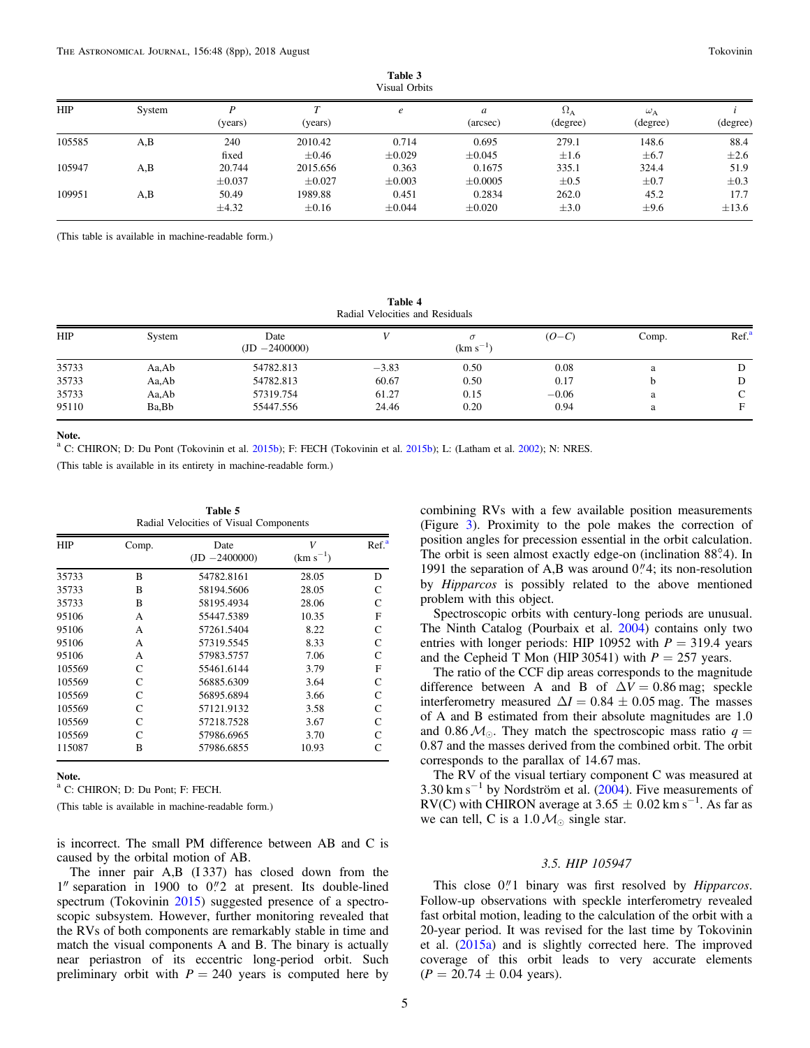**Table 3**
Visual Orbits

| HIP | System | $P$ (years) | $T$ (years) | $e$ | $a$ (arcsec) | $\Omega_A$ (degree) | $\omega_A$ (degree) | $i$ (degree) |
|---|---|---|---|---|---|---|---|---|
| 105585 | A,B | 240 | 2010.42 | 0.714 | 0.695 | 279.1 | 148.6 | 88.4 |
| | | fixed | ±0.46 | ±0.029 | ±0.045 | ±1.6 | ±6.7 | ±2.6 |
| 105947 | A,B | 20.744 | 2015.656 | 0.363 | 0.1675 | 335.1 | 324.4 | 51.9 |
| | | ±0.037 | ±0.027 | ±0.003 | ±0.0005 | ±0.5 | ±0.7 | ±0.3 |
| 109951 | A,B | 50.49 | 1989.88 | 0.451 | 0.2834 | 262.0 | 45.2 | 17.7 |
| | | ±4.32 | ±0.16 | ±0.044 | ±0.020 | ±3.0 | ±9.6 | ±13.6 |

(This table is available in machine-readable form.)

**Table 4**
Radial Velocities and Residuals

| HIP | System | Date (JD −2400000) | $V$ | $\sigma$ (km s$^{-1}$) | $(O-C)$ | Comp. | Ref.[a] |
|---|---|---|---|---|---|---|---|
| 35733 | Aa,Ab | 54782.813 | −3.83 | 0.50 | 0.08 | a | D |
| 35733 | Aa,Ab | 54782.813 | 60.67 | 0.50 | 0.17 | b | D |
| 35733 | Aa,Ab | 57319.754 | 61.27 | 0.15 | −0.06 | a | C |
| 95110 | Ba,Bb | 55447.556 | 24.46 | 0.20 | 0.94 | a | F |

**Note.**
[a] C: CHIRON; D: Du Pont (Tokovinin et al. 2015b); F: FECH (Tokovinin et al. 2015b); L: (Latham et al. 2002); N: NRES.

(This table is available in its entirety in machine-readable form.)

**Table 5**
Radial Velocities of Visual Components

| HIP | Comp. | Date (JD −2400000) | $V$ (km s$^{-1}$) | Ref.[a] |
|---|---|---|---|---|
| 35733 | B | 54782.8161 | 28.05 | D |
| 35733 | B | 58194.5606 | 28.05 | C |
| 35733 | B | 58195.4934 | 28.06 | C |
| 95106 | A | 55447.5389 | 10.35 | F |
| 95106 | A | 57261.5404 | 8.22 | C |
| 95106 | A | 57319.5545 | 8.33 | C |
| 95106 | A | 57983.5757 | 7.06 | C |
| 105569 | C | 55461.6144 | 3.79 | F |
| 105569 | C | 56885.6309 | 3.64 | C |
| 105569 | C | 56895.6894 | 3.66 | C |
| 105569 | C | 57121.9132 | 3.58 | C |
| 105569 | C | 57218.7528 | 3.67 | C |
| 105569 | C | 57986.6965 | 3.70 | C |
| 115087 | B | 57986.6855 | 10.93 | C |

**Note.**
[a] C: CHIRON; D: Du Pont; F: FECH.

(This table is available in machine-readable form.)

is incorrect. The small PM difference between AB and C is caused by the orbital motion of AB.

The inner pair A,B (I 337) has closed down from the 1″ separation in 1900 to 0.″2 at present. Its double-lined spectrum (Tokovinin 2015) suggested presence of a spectroscopic subsystem. However, further monitoring revealed that the RVs of both components are remarkably stable in time and match the visual components A and B. The binary is actually near periastron of its eccentric long-period orbit. Such preliminary orbit with $P = 240$ years is computed here by combining RVs with a few available position measurements (Figure 3). Proximity to the pole makes the correction of position angles for precession essential in the orbit calculation. The orbit is seen almost exactly edge-on (inclination 88.°4). In 1991 the separation of A,B was around 0.″4; its non-resolution by *Hipparcos* is possibly related to the above mentioned problem with this object.

Spectroscopic orbits with century-long periods are unusual. The Ninth Catalog (Pourbaix et al. 2004) contains only two entries with longer periods: HIP 10952 with $P = 319.4$ years and the Cepheid T Mon (HIP 30541) with $P = 257$ years.

The ratio of the CCF dip areas corresponds to the magnitude difference between A and B of $\Delta V = 0.86$ mag; speckle interferometry measured $\Delta I = 0.84 \pm 0.05$ mag. The masses of A and B estimated from their absolute magnitudes are 1.0 and 0.86 $\mathcal{M}_\odot$. They match the spectroscopic mass ratio $q = 0.87$ and the masses derived from the combined orbit. The orbit corresponds to the parallax of 14.67 mas.

The RV of the visual tertiary component C was measured at 3.30 km s$^{-1}$ by Nordström et al. (2004). Five measurements of RV(C) with CHIRON average at $3.65 \pm 0.02$ km s$^{-1}$. As far as we can tell, C is a 1.0 $\mathcal{M}_\odot$ single star.

### 3.5. HIP 105947

This close 0.″1 binary was first resolved by *Hipparcos*. Follow-up observations with speckle interferometry revealed fast orbital motion, leading to the calculation of the orbit with a 20-year period. It was revised for the last time by Tokovinin et al. (2015a) and is slightly corrected here. The improved coverage of this orbit leads to very accurate elements ($P = 20.74 \pm 0.04$ years).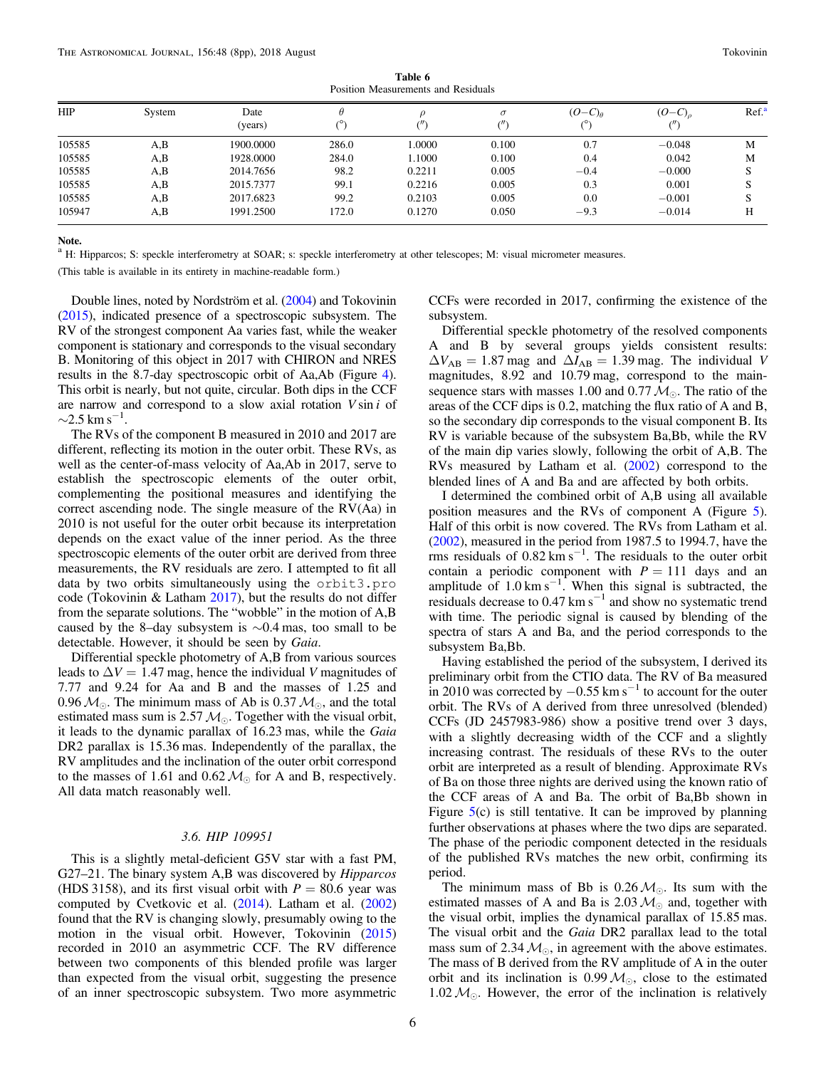**Table 6**
Position Measurements and Residuals

| HIP | System | Date (years) | $\theta$ (°) | $\rho$ ($''$) | $\sigma$ ($''$) | $(O-C)_\theta$ (°) | $(O-C)_\rho$ ($''$) | Ref.[a] |
|---|---|---|---|---|---|---|---|---|
| 105585 | A,B | 1900.0000 | 286.0 | 1.0000 | 0.100 | 0.7 | −0.048 | M |
| 105585 | A,B | 1928.0000 | 284.0 | 1.1000 | 0.100 | 0.4 | 0.042 | M |
| 105585 | A,B | 2014.7656 | 98.2 | 0.2211 | 0.005 | −0.4 | −0.000 | S |
| 105585 | A,B | 2015.7377 | 99.1 | 0.2216 | 0.005 | 0.3 | 0.001 | S |
| 105585 | A,B | 2017.6823 | 99.2 | 0.2103 | 0.005 | 0.0 | −0.001 | S |
| 105947 | A,B | 1991.2500 | 172.0 | 0.1270 | 0.050 | −9.3 | −0.014 | H |

**Note.**
[a] H: Hipparcos; S: speckle interferometry at SOAR; s: speckle interferometry at other telescopes; M: visual micrometer measures.

(This table is available in its entirety in machine-readable form.)

Double lines, noted by Nordström et al. (2004) and Tokovinin (2015), indicated presence of a spectroscopic subsystem. The RV of the strongest component Aa varies fast, while the weaker component is stationary and corresponds to the visual secondary B. Monitoring of this object in 2017 with CHIRON and NRES results in the 8.7-day spectroscopic orbit of Aa,Ab (Figure 4). This orbit is nearly, but not quite, circular. Both dips in the CCF are narrow and correspond to a slow axial rotation $V \sin i$ of $\sim$2.5 km s$^{-1}$.

The RVs of the component B measured in 2010 and 2017 are different, reflecting its motion in the outer orbit. These RVs, as well as the center-of-mass velocity of Aa,Ab in 2017, serve to establish the spectroscopic elements of the outer orbit, complementing the positional measures and identifying the correct ascending node. The single measure of the RV(Aa) in 2010 is not useful for the outer orbit because its interpretation depends on the exact value of the inner period. As the three spectroscopic elements of the outer orbit are derived from three measurements, the RV residuals are zero. I attempted to fit all data by two orbits simultaneously using the `orbit3.pro` code (Tokovinin & Latham 2017), but the results do not differ from the separate solutions. The "wobble" in the motion of A,B caused by the 8–day subsystem is $\sim$0.4 mas, too small to be detectable. However, it should be seen by *Gaia*.

Differential speckle photometry of A,B from various sources leads to $\Delta V = 1.47$ mag, hence the individual $V$ magnitudes of 7.77 and 9.24 for Aa and B and the masses of 1.25 and 0.96 $\mathcal{M}_\odot$. The minimum mass of Ab is 0.37 $\mathcal{M}_\odot$, and the total estimated mass sum is 2.57 $\mathcal{M}_\odot$. Together with the visual orbit, it leads to the dynamic parallax of 16.23 mas, while the *Gaia* DR2 parallax is 15.36 mas. Independently of the parallax, the RV amplitudes and the inclination of the outer orbit correspond to the masses of 1.61 and 0.62 $\mathcal{M}_\odot$ for A and B, respectively. All data match reasonably well.

### 3.6. HIP 109951

This is a slightly metal-deficient G5V star with a fast PM, G27–21. The binary system A,B was discovered by *Hipparcos* (HDS 3158), and its first visual orbit with $P = 80.6$ year was computed by Cvetkovic et al. (2014). Latham et al. (2002) found that the RV is changing slowly, presumably owing to the motion in the visual orbit. However, Tokovinin (2015) recorded in 2010 an asymmetric CCF. The RV difference between two components of this blended profile was larger than expected from the visual orbit, suggesting the presence of an inner spectroscopic subsystem. Two more asymmetric CCFs were recorded in 2017, confirming the existence of the subsystem.

Differential speckle photometry of the resolved components A and B by several groups yields consistent results: $\Delta V_{AB} = 1.87$ mag and $\Delta I_{AB} = 1.39$ mag. The individual $V$ magnitudes, 8.92 and 10.79 mag, correspond to the main-sequence stars with masses 1.00 and 0.77 $\mathcal{M}_\odot$. The ratio of the areas of the CCF dips is 0.2, matching the flux ratio of A and B, so the secondary dip corresponds to the visual component B. Its RV is variable because of the subsystem Ba,Bb, while the RV of the main dip varies slowly, following the orbit of A,B. The RVs measured by Latham et al. (2002) correspond to the blended lines of A and Ba and are affected by both orbits.

I determined the combined orbit of A,B using all available position measures and the RVs of component A (Figure 5). Half of this orbit is now covered. The RVs from Latham et al. (2002), measured in the period from 1987.5 to 1994.7, have the rms residuals of 0.82 km s$^{-1}$. The residuals to the outer orbit contain a periodic component with $P = 111$ days and an amplitude of 1.0 km s$^{-1}$. When this signal is subtracted, the residuals decrease to 0.47 km s$^{-1}$ and show no systematic trend with time. The periodic signal is caused by blending of the spectra of stars A and Ba, and the period corresponds to the subsystem Ba,Bb.

Having established the period of the subsystem, I derived its preliminary orbit from the CTIO data. The RV of Ba measured in 2010 was corrected by $-0.55$ km s$^{-1}$ to account for the outer orbit. The RVs of A derived from three unresolved (blended) CCFs (JD 2457983-986) show a positive trend over 3 days, with a slightly decreasing width of the CCF and a slightly increasing contrast. The residuals of these RVs to the outer orbit are interpreted as a result of blending. Approximate RVs of Ba on those three nights are derived using the known ratio of the CCF areas of A and Ba. The orbit of Ba,Bb shown in Figure 5(c) is still tentative. It can be improved by planning further observations at phases where the two dips are separated. The phase of the periodic component detected in the residuals of the published RVs matches the new orbit, confirming its period.

The minimum mass of Bb is 0.26 $\mathcal{M}_\odot$. Its sum with the estimated masses of A and Ba is 2.03 $\mathcal{M}_\odot$ and, together with the visual orbit, implies the dynamical parallax of 15.85 mas. The visual orbit and the *Gaia* DR2 parallax lead to the total mass sum of 2.34 $\mathcal{M}_\odot$, in agreement with the above estimates. The mass of B derived from the RV amplitude of A in the outer orbit and its inclination is 0.99 $\mathcal{M}_\odot$, close to the estimated 1.02 $\mathcal{M}_\odot$. However, the error of the inclination is relatively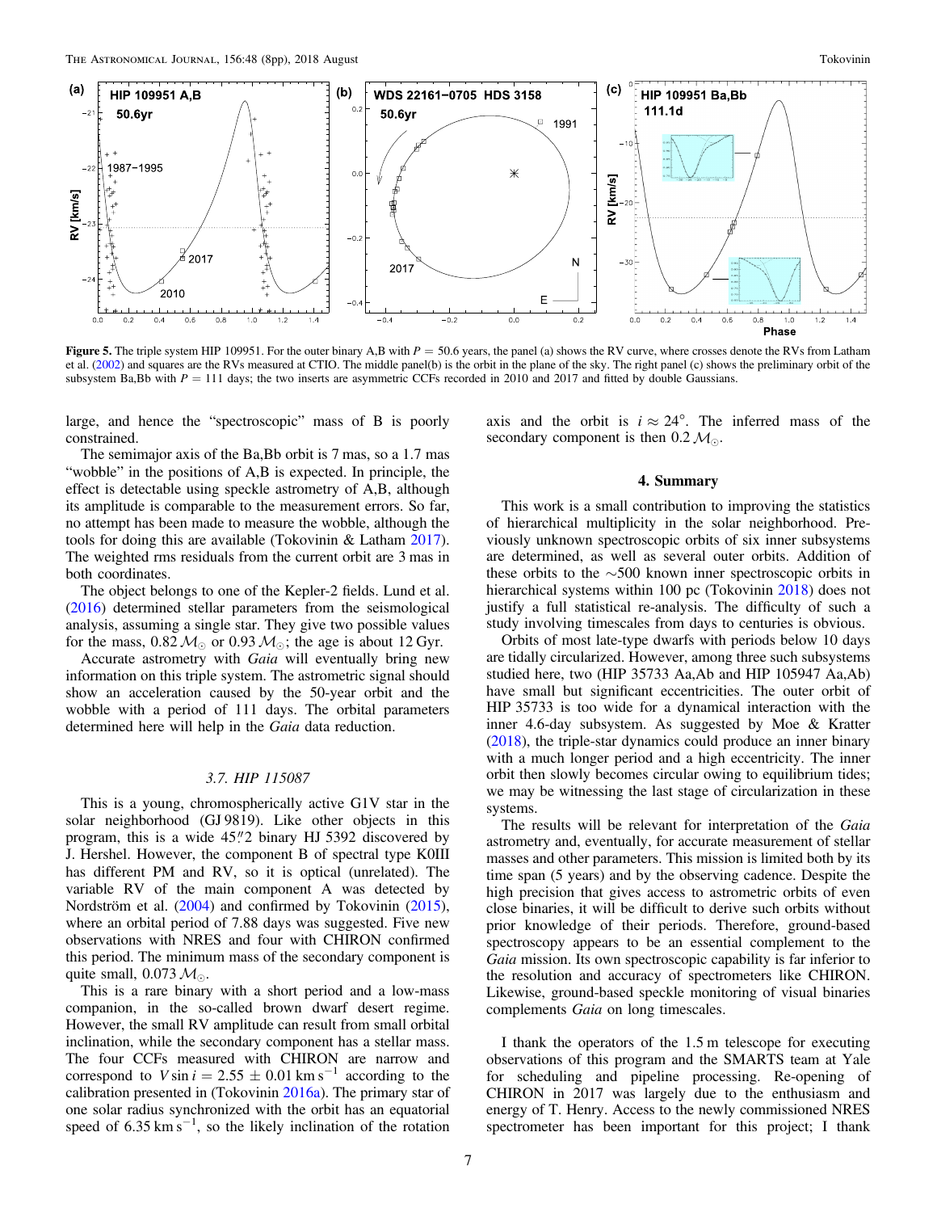**Figure 5.** The triple system HIP 109951. For the outer binary A,B with $P = 50.6$ years, the panel (a) shows the RV curve, where crosses denote the RVs from Latham et al. (2002) and squares are the RVs measured at CTIO. The middle panel(b) is the orbit in the plane of the sky. The right panel (c) shows the preliminary orbit of the subsystem Ba,Bb with $P = 111$ days; the two inserts are asymmetric CCFs recorded in 2010 and 2017 and fitted by double Gaussians.

large, and hence the "spectroscopic" mass of B is poorly constrained.

The semimajor axis of the Ba,Bb orbit is 7 mas, so a 1.7 mas "wobble" in the positions of A,B is expected. In principle, the effect is detectable using speckle astrometry of A,B, although its amplitude is comparable to the measurement errors. So far, no attempt has been made to measure the wobble, although the tools for doing this are available (Tokovinin & Latham 2017). The weighted rms residuals from the current orbit are 3 mas in both coordinates.

The object belongs to one of the Kepler-2 fields. Lund et al. (2016) determined stellar parameters from the seismological analysis, assuming a single star. They give two possible values for the mass, $0.82\,\mathcal{M}_\odot$ or $0.93\,\mathcal{M}_\odot$; the age is about 12 Gyr.

Accurate astrometry with *Gaia* will eventually bring new information on this triple system. The astrometric signal should show an acceleration caused by the 50-year orbit and the wobble with a period of 111 days. The orbital parameters determined here will help in the *Gaia* data reduction.

### 3.7. HIP 115087

This is a young, chromospherically active G1V star in the solar neighborhood (GJ 9819). Like other objects in this program, this is a wide 45″2 binary HJ 5392 discovered by J. Hershel. However, the component B of spectral type K0III has different PM and RV, so it is optical (unrelated). The variable RV of the main component A was detected by Nordström et al. (2004) and confirmed by Tokovinin (2015), where an orbital period of 7.88 days was suggested. Five new observations with NRES and four with CHIRON confirmed this period. The minimum mass of the secondary component is quite small, $0.073\,\mathcal{M}_\odot$.

This is a rare binary with a short period and a low-mass companion, in the so-called brown dwarf desert regime. However, the small RV amplitude can result from small orbital inclination, while the secondary component has a stellar mass. The four CCFs measured with CHIRON are narrow and correspond to $V \sin i = 2.55 \pm 0.01$ km s$^{-1}$ according to the calibration presented in (Tokovinin 2016a). The primary star of one solar radius synchronized with the orbit has an equatorial speed of 6.35 km s$^{-1}$, so the likely inclination of the rotation axis and the orbit is $i \approx 24°$. The inferred mass of the secondary component is then $0.2\,\mathcal{M}_\odot$.

## 4. Summary

This work is a small contribution to improving the statistics of hierarchical multiplicity in the solar neighborhood. Previously unknown spectroscopic orbits of six inner subsystems are determined, as well as several outer orbits. Addition of these orbits to the ~500 known inner spectroscopic orbits in hierarchical systems within 100 pc (Tokovinin 2018) does not justify a full statistical re-analysis. The difficulty of such a study involving timescales from days to centuries is obvious.

Orbits of most late-type dwarfs with periods below 10 days are tidally circularized. However, among three such subsystems studied here, two (HIP 35733 Aa,Ab and HIP 105947 Aa,Ab) have small but significant eccentricities. The outer orbit of HIP 35733 is too wide for a dynamical interaction with the inner 4.6-day subsystem. As suggested by Moe & Kratter (2018), the triple-star dynamics could produce an inner binary with a much longer period and a high eccentricity. The inner orbit then slowly becomes circular owing to equilibrium tides; we may be witnessing the last stage of circularization in these systems.

The results will be relevant for interpretation of the *Gaia* astrometry and, eventually, for accurate measurement of stellar masses and other parameters. This mission is limited both by its time span (5 years) and by the observing cadence. Despite the high precision that gives access to astrometric orbits of even close binaries, it will be difficult to derive such orbits without prior knowledge of their periods. Therefore, ground-based spectroscopy appears to be an essential complement to the *Gaia* mission. Its own spectroscopic capability is far inferior to the resolution and accuracy of spectrometers like CHIRON. Likewise, ground-based speckle monitoring of visual binaries complements *Gaia* on long timescales.

I thank the operators of the 1.5 m telescope for executing observations of this program and the SMARTS team at Yale for scheduling and pipeline processing. Re-opening of CHIRON in 2017 was largely due to the enthusiasm and energy of T. Henry. Access to the newly commissioned NRES spectrometer has been important for this project; I thank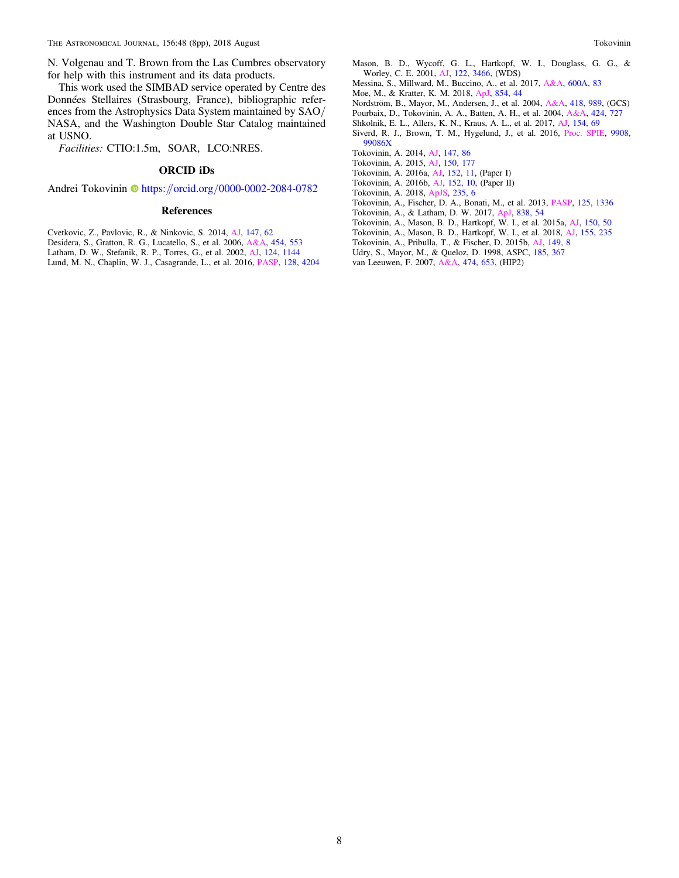N. Volgenau and T. Brown from the Las Cumbres observatory for help with this instrument and its data products.

This work used the SIMBAD service operated by Centre des Données Stellaires (Strasbourg, France), bibliographic references from the Astrophysics Data System maintained by SAO/NASA, and the Washington Double Star Catalog maintained at USNO.

*Facilities:* CTIO:1.5m, SOAR, LCO:NRES.

## ORCID iDs

Andrei Tokovinin https://orcid.org/0000-0002-2084-0782

## References

Cvetkovic, Z., Pavlovic, R., & Ninkovic, S. 2014, AJ, 147, 62

Desidera, S., Gratton, R. G., Lucatello, S., et al. 2006, A&A, 454, 553

Latham, D. W., Stefanik, R. P., Torres, G., et al. 2002, AJ, 124, 1144

Lund, M. N., Chaplin, W. J., Casagrande, L., et al. 2016, PASP, 128, 4204

Mason, B. D., Wycoff, G. L., Hartkopf, W. I., Douglass, G. G., & Worley, C. E. 2001, AJ, 122, 3466, (WDS)

Messina, S., Millward, M., Buccino, A., et al. 2017, A&A, 600A, 83

Moe, M., & Kratter, K. M. 2018, ApJ, 854, 44

Nordström, B., Mayor, M., Andersen, J., et al. 2004, A&A, 418, 989, (GCS)

Pourbaix, D., Tokovinin, A. A., Batten, A. H., et al. 2004, A&A, 424, 727

Shkolnik, E. L., Allers, K. N., Kraus, A. L., et al. 2017, AJ, 154, 69

Siverd, R. J., Brown, T. M., Hygelund, J., et al. 2016, Proc. SPIE, 9908, 99086X

Tokovinin, A. 2014, AJ, 147, 86

Tokovinin, A. 2015, AJ, 150, 177

Tokovinin, A. 2016a, AJ, 152, 11, (Paper I)

Tokovinin, A. 2016b, AJ, 152, 10, (Paper II)

Tokovinin, A. 2018, ApJS, 235, 6

Tokovinin, A., Fischer, D. A., Bonati, M., et al. 2013, PASP, 125, 1336

Tokovinin, A., & Latham, D. W. 2017, ApJ, 838, 54

Tokovinin, A., Mason, B. D., Hartkopf, W. I., et al. 2015a, AJ, 150, 50

Tokovinin, A., Mason, B. D., Hartkopf, W. I., et al. 2018, AJ, 155, 235

Tokovinin, A., Pribulla, T., & Fischer, D. 2015b, AJ, 149, 8

Udry, S., Mayor, M., & Queloz, D. 1998, ASPC, 185, 367

van Leeuwen, F. 2007, A&A, 474, 653, (HIP2)